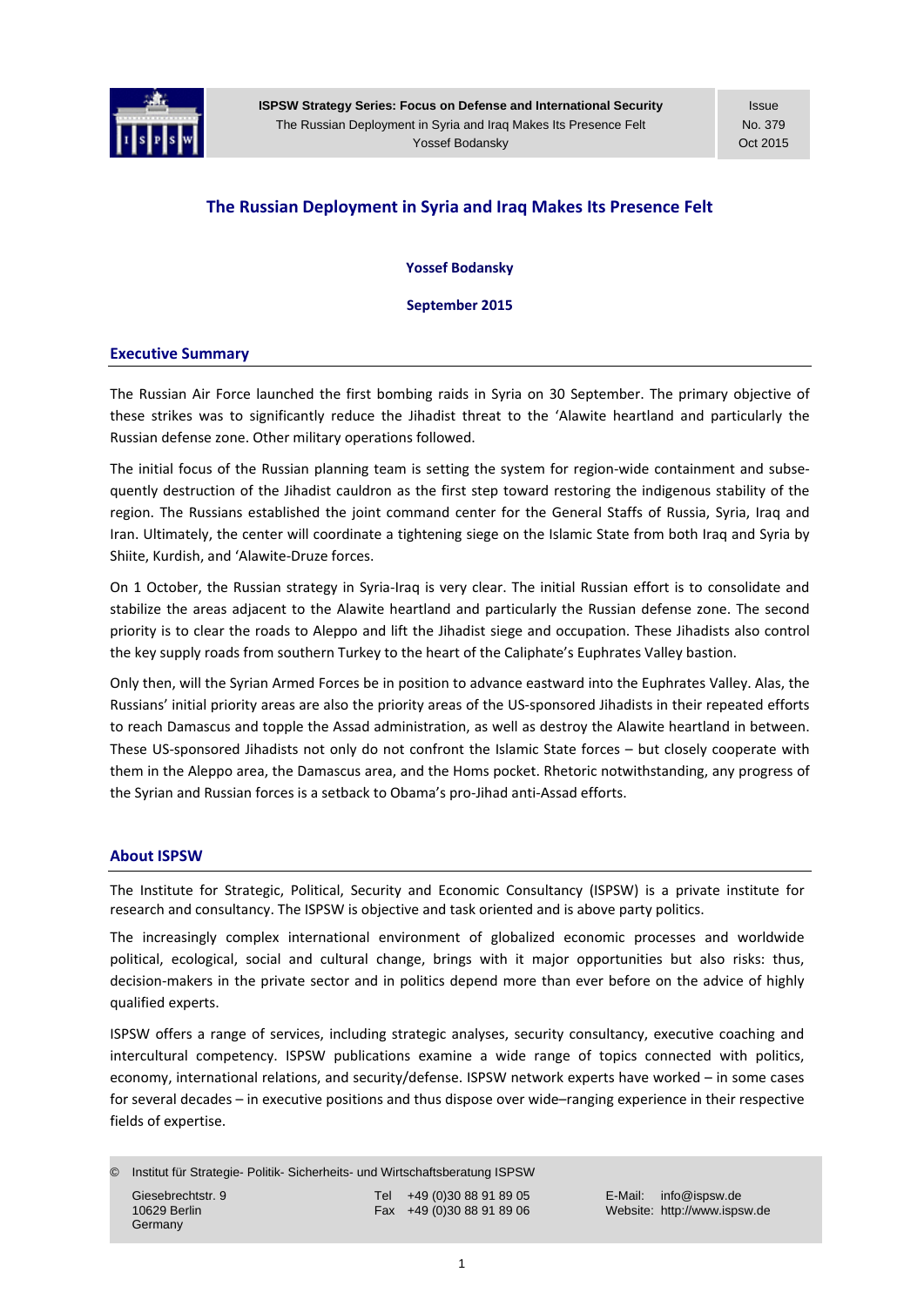# The Russian Deployment in Syria and Iraq Makes Its Presence Felt

**Yossef Bodansky**

**September 2015**

## Executive Summary

The Russian Air Force launched the first bombing raids in Syria on 30 September. The primary objective of these strikes was to significantly reduce the Jihadist threat to the 'Alawite heartland and particularly the Russian defense zone. Other military operations followed.

The initial focus of the Russian planning team is setting the system for region-wide containment and subsequently destruction of the Jihadist cauldron as the first step toward restoring the indigenous stability of the region. The Russians established the joint command center for the General Staffs of Russia, Syria, Iraq and Iran. Ultimately, the center will coordinate a tightening siege on the Islamic State from both Iraq and Syria by Shiite, Kurdish, and 'Alawite-Druze forces.

On 1 October, the Russian strategy in Syria-Iraq is very clear. The initial Russian effort is to consolidate and stabilize the areas adjacent to the Alawite heartland and particularly the Russian defense zone. The second priority is to clear the roads to Aleppo and lift the Jihadist siege and occupation. These Jihadists also control the key supply roads from southern Turkey to the heart of the Caliphate's Euphrates Valley bastion.

Only then, will the Syrian Armed Forces be in position to advance eastward into the Euphrates Valley. Alas, the Russians' initial priority areas are also the priority areas of the US-sponsored Jihadists in their repeated efforts to reach Damascus and topple the Assad administration, as well as destroy the Alawite heartland in between. These US-sponsored Jihadists not only do not confront the Islamic State forces – but closely cooperate with them in the Aleppo area, the Damascus area, and the Homs pocket. Rhetoric notwithstanding, any progress of the Syrian and Russian forces is a setback to Obama's pro-Jihad anti-Assad efforts.

## About ISPSW

The Institute for Strategic, Political, Security and Economic Consultancy (ISPSW) is a private institute for research and consultancy. The ISPSW is objective and task oriented and is above party politics.

The increasingly complex international environment of globalized economic processes and worldwide political, ecological, social and cultural change, brings with it major opportunities but also risks: thus, decision-makers in the private sector and in politics depend more than ever before on the advice of highly qualified experts.

ISPSW offers a range of services, including strategic analyses, security consultancy, executive coaching and intercultural competency. ISPSW publications examine a wide range of topics connected with politics, economy, international relations, and security/defense. ISPSW network experts have worked – in some cases for several decades – in executive positions and thus dispose over wide–ranging experience in their respective fields of expertise.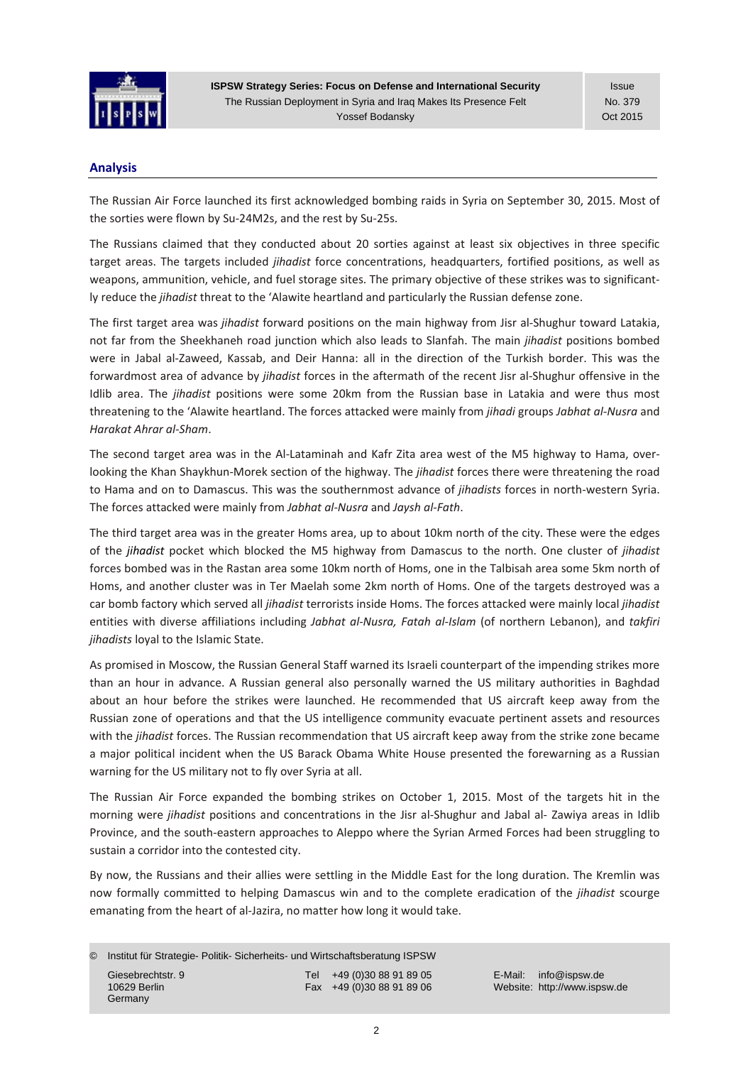## Analysis

The Russian Air Force launched its first acknowledged bombing raids in Syria on September 30, 2015. Most of the sorties were flown by Su-24M2s, and the rest by Su-25s.

The Russians claimed that they conducted about 20 sorties against at least six objectives in three specific target areas. The targets included *jihadist* force concentrations, headquarters, fortified positions, as well as weapons, ammunition, vehicle, and fuel storage sites. The primary objective of these strikes was to significantly reduce the *jihadist* threat to the 'Alawite heartland and particularly the Russian defense zone.

The first target area was *jihadist* forward positions on the main highway from Jisr al-Shughur toward Latakia, not far from the Sheekhaneh road junction which also leads to Slanfah. The main *jihadist* positions bombed were in Jabal al-Zaweed, Kassab, and Deir Hanna: all in the direction of the Turkish border. This was the forwardmost area of advance by *jihadist* forces in the aftermath of the recent Jisr al-Shughur offensive in the Idlib area. The *jihadist* positions were some 20km from the Russian base in Latakia and were thus most threatening to the 'Alawite heartland. The forces attacked were mainly from *jihadi* groups *Jabhat al-Nusra* and *Harakat Ahrar al-Sham*.

The second target area was in the Al-Lataminah and Kafr Zita area west of the M5 highway to Hama, overlooking the Khan Shaykhun-Morek section of the highway. The *jihadist* forces there were threatening the road to Hama and on to Damascus. This was the southernmost advance of *jihadists* forces in north-western Syria. The forces attacked were mainly from *Jabhat al-Nusra* and *Jaysh al-Fath*.

The third target area was in the greater Homs area, up to about 10km north of the city. These were the edges of the *jihadist* pocket which blocked the M5 highway from Damascus to the north. One cluster of *jihadist* forces bombed was in the Rastan area some 10km north of Homs, one in the Talbisah area some 5km north of Homs, and another cluster was in Ter Maelah some 2km north of Homs. One of the targets destroyed was a car bomb factory which served all *jihadist* terrorists inside Homs. The forces attacked were mainly local *jihadist* entities with diverse affiliations including *Jabhat al-Nusra, Fatah al-Islam* (of northern Lebanon), and *takfiri jihadists* loyal to the Islamic State.

As promised in Moscow, the Russian General Staff warned its Israeli counterpart of the impending strikes more than an hour in advance. A Russian general also personally warned the US military authorities in Baghdad about an hour before the strikes were launched. He recommended that US aircraft keep away from the Russian zone of operations and that the US intelligence community evacuate pertinent assets and resources with the *jihadist* forces. The Russian recommendation that US aircraft keep away from the strike zone became a major political incident when the US Barack Obama White House presented the forewarning as a Russian warning for the US military not to fly over Syria at all.

The Russian Air Force expanded the bombing strikes on October 1, 2015. Most of the targets hit in the morning were *jihadist* positions and concentrations in the Jisr al-Shughur and Jabal al- Zawiya areas in Idlib Province, and the south-eastern approaches to Aleppo where the Syrian Armed Forces had been struggling to sustain a corridor into the contested city.

By now, the Russians and their allies were settling in the Middle East for the long duration. The Kremlin was now formally committed to helping Damascus win and to the complete eradication of the *jihadist* scourge emanating from the heart of al-Jazira, no matter how long it would take.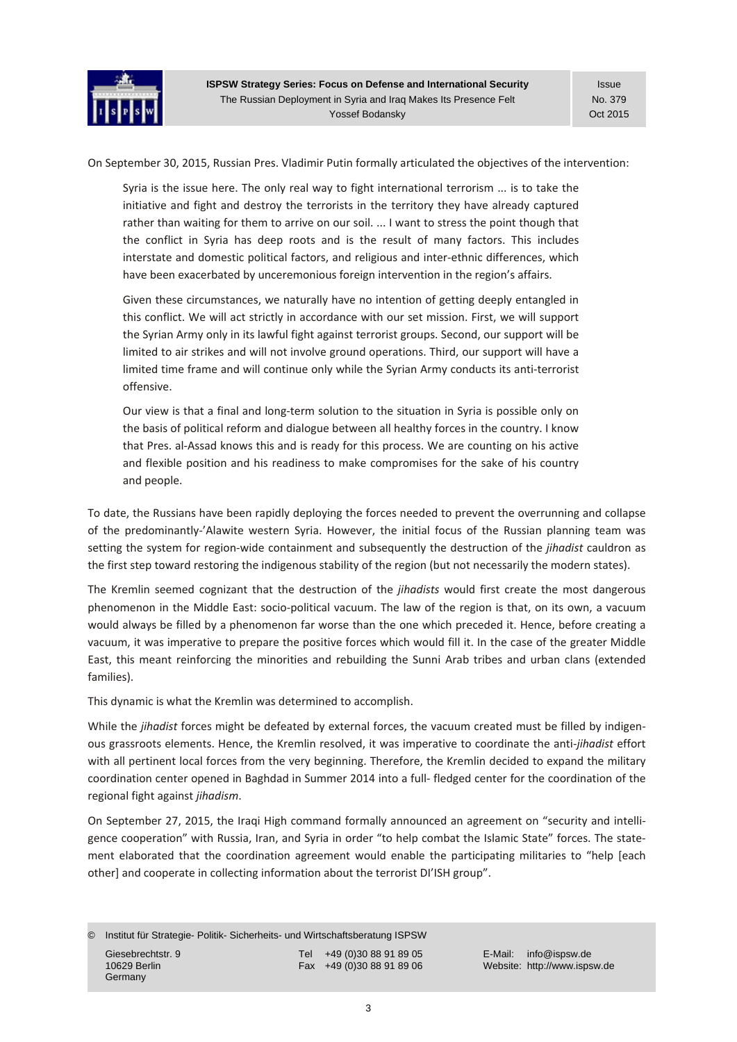On September 30, 2015, Russian Pres. Vladimir Putin formally articulated the objectives of the intervention:

> Syria is the issue here. The only real way to fight international terrorism ... is to take the initiative and fight and destroy the terrorists in the territory they have already captured rather than waiting for them to arrive on our soil. ... I want to stress the point though that the conflict in Syria has deep roots and is the result of many factors. This includes interstate and domestic political factors, and religious and inter-ethnic differences, which have been exacerbated by unceremonious foreign intervention in the region's affairs.
>
> Given these circumstances, we naturally have no intention of getting deeply entangled in this conflict. We will act strictly in accordance with our set mission. First, we will support the Syrian Army only in its lawful fight against terrorist groups. Second, our support will be limited to air strikes and will not involve ground operations. Third, our support will have a limited time frame and will continue only while the Syrian Army conducts its anti-terrorist offensive.
>
> Our view is that a final and long-term solution to the situation in Syria is possible only on the basis of political reform and dialogue between all healthy forces in the country. I know that Pres. al-Assad knows this and is ready for this process. We are counting on his active and flexible position and his readiness to make compromises for the sake of his country and people.

To date, the Russians have been rapidly deploying the forces needed to prevent the overrunning and collapse of the predominantly-'Alawite western Syria. However, the initial focus of the Russian planning team was setting the system for region-wide containment and subsequently the destruction of the *jihadist* cauldron as the first step toward restoring the indigenous stability of the region (but not necessarily the modern states).

The Kremlin seemed cognizant that the destruction of the *jihadists* would first create the most dangerous phenomenon in the Middle East: socio-political vacuum. The law of the region is that, on its own, a vacuum would always be filled by a phenomenon far worse than the one which preceded it. Hence, before creating a vacuum, it was imperative to prepare the positive forces which would fill it. In the case of the greater Middle East, this meant reinforcing the minorities and rebuilding the Sunni Arab tribes and urban clans (extended families).

This dynamic is what the Kremlin was determined to accomplish.

While the *jihadist* forces might be defeated by external forces, the vacuum created must be filled by indigenous grassroots elements. Hence, the Kremlin resolved, it was imperative to coordinate the anti-*jihadist* effort with all pertinent local forces from the very beginning. Therefore, the Kremlin decided to expand the military coordination center opened in Baghdad in Summer 2014 into a full- fledged center for the coordination of the regional fight against *jihadism*.

On September 27, 2015, the Iraqi High command formally announced an agreement on "security and intelligence cooperation" with Russia, Iran, and Syria in order "to help combat the Islamic State" forces. The statement elaborated that the coordination agreement would enable the participating militaries to "help [each other] and cooperate in collecting information about the terrorist DI'ISH group".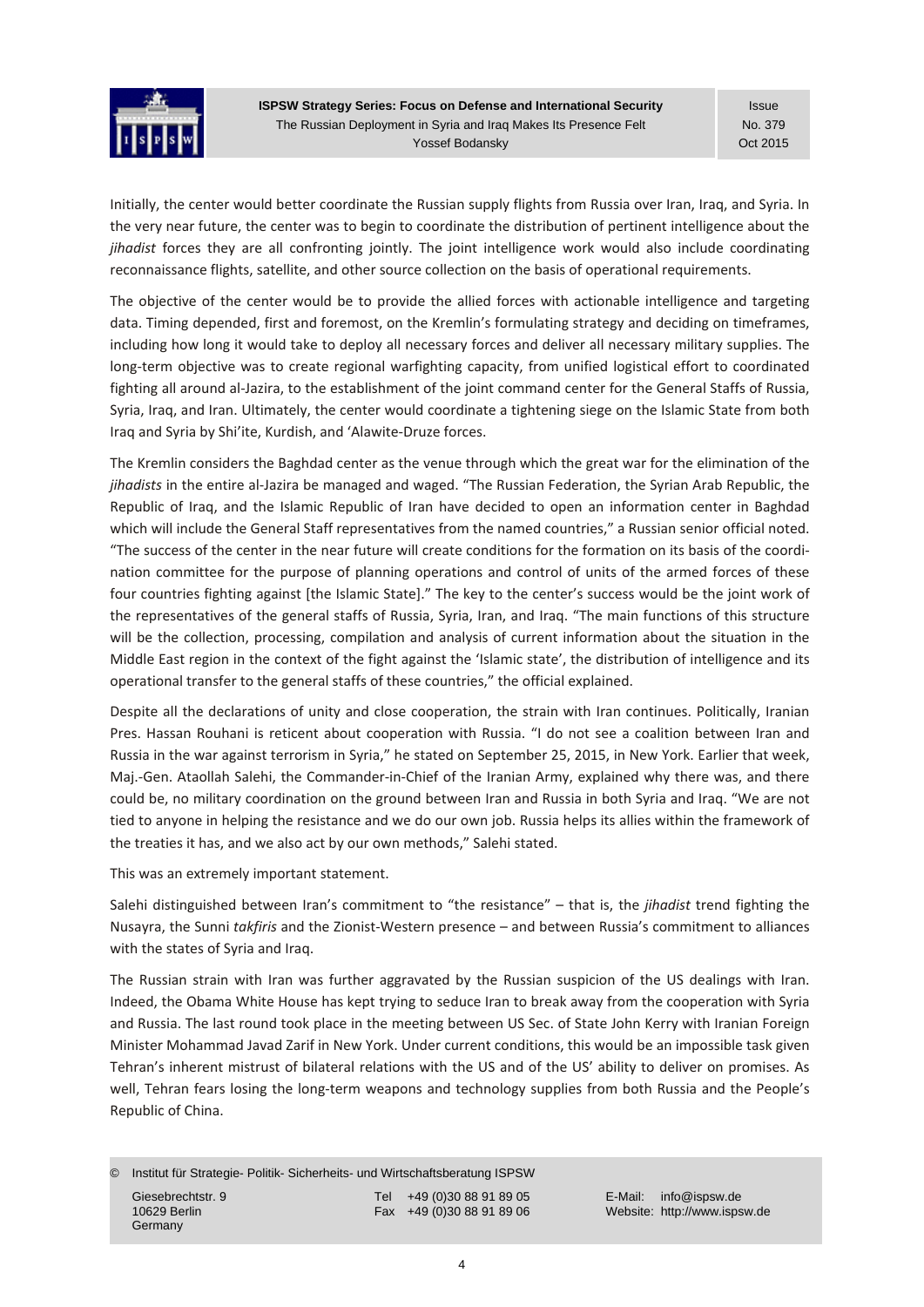Initially, the center would better coordinate the Russian supply flights from Russia over Iran, Iraq, and Syria. In the very near future, the center was to begin to coordinate the distribution of pertinent intelligence about the *jihadist* forces they are all confronting jointly. The joint intelligence work would also include coordinating reconnaissance flights, satellite, and other source collection on the basis of operational requirements.

The objective of the center would be to provide the allied forces with actionable intelligence and targeting data. Timing depended, first and foremost, on the Kremlin's formulating strategy and deciding on timeframes, including how long it would take to deploy all necessary forces and deliver all necessary military supplies. The long-term objective was to create regional warfighting capacity, from unified logistical effort to coordinated fighting all around al-Jazira, to the establishment of the joint command center for the General Staffs of Russia, Syria, Iraq, and Iran. Ultimately, the center would coordinate a tightening siege on the Islamic State from both Iraq and Syria by Shi'ite, Kurdish, and 'Alawite-Druze forces.

The Kremlin considers the Baghdad center as the venue through which the great war for the elimination of the *jihadists* in the entire al-Jazira be managed and waged. "The Russian Federation, the Syrian Arab Republic, the Republic of Iraq, and the Islamic Republic of Iran have decided to open an information center in Baghdad which will include the General Staff representatives from the named countries," a Russian senior official noted. "The success of the center in the near future will create conditions for the formation on its basis of the coordination committee for the purpose of planning operations and control of units of the armed forces of these four countries fighting against [the Islamic State]." The key to the center's success would be the joint work of the representatives of the general staffs of Russia, Syria, Iran, and Iraq. "The main functions of this structure will be the collection, processing, compilation and analysis of current information about the situation in the Middle East region in the context of the fight against the 'Islamic state', the distribution of intelligence and its operational transfer to the general staffs of these countries," the official explained.

Despite all the declarations of unity and close cooperation, the strain with Iran continues. Politically, Iranian Pres. Hassan Rouhani is reticent about cooperation with Russia. "I do not see a coalition between Iran and Russia in the war against terrorism in Syria," he stated on September 25, 2015, in New York. Earlier that week, Maj.-Gen. Ataollah Salehi, the Commander-in-Chief of the Iranian Army, explained why there was, and there could be, no military coordination on the ground between Iran and Russia in both Syria and Iraq. "We are not tied to anyone in helping the resistance and we do our own job. Russia helps its allies within the framework of the treaties it has, and we also act by our own methods," Salehi stated.

This was an extremely important statement.

Salehi distinguished between Iran's commitment to "the resistance" – that is, the *jihadist* trend fighting the Nusayra, the Sunni *takfiris* and the Zionist-Western presence – and between Russia's commitment to alliances with the states of Syria and Iraq.

The Russian strain with Iran was further aggravated by the Russian suspicion of the US dealings with Iran. Indeed, the Obama White House has kept trying to seduce Iran to break away from the cooperation with Syria and Russia. The last round took place in the meeting between US Sec. of State John Kerry with Iranian Foreign Minister Mohammad Javad Zarif in New York. Under current conditions, this would be an impossible task given Tehran's inherent mistrust of bilateral relations with the US and of the US' ability to deliver on promises. As well, Tehran fears losing the long-term weapons and technology supplies from both Russia and the People's Republic of China.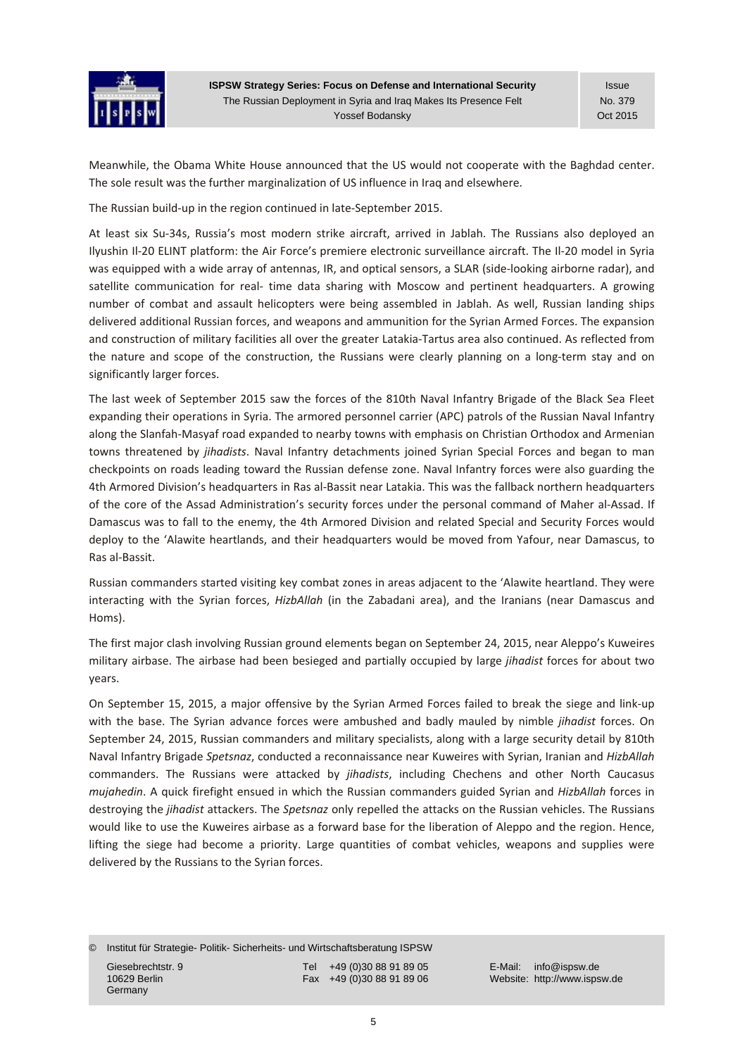Meanwhile, the Obama White House announced that the US would not cooperate with the Baghdad center. The sole result was the further marginalization of US influence in Iraq and elsewhere.

The Russian build-up in the region continued in late-September 2015.

At least six Su-34s, Russia's most modern strike aircraft, arrived in Jablah. The Russians also deployed an Ilyushin Il-20 ELINT platform: the Air Force's premiere electronic surveillance aircraft. The Il-20 model in Syria was equipped with a wide array of antennas, IR, and optical sensors, a SLAR (side-looking airborne radar), and satellite communication for real- time data sharing with Moscow and pertinent headquarters. A growing number of combat and assault helicopters were being assembled in Jablah. As well, Russian landing ships delivered additional Russian forces, and weapons and ammunition for the Syrian Armed Forces. The expansion and construction of military facilities all over the greater Latakia-Tartus area also continued. As reflected from the nature and scope of the construction, the Russians were clearly planning on a long-term stay and on significantly larger forces.

The last week of September 2015 saw the forces of the 810th Naval Infantry Brigade of the Black Sea Fleet expanding their operations in Syria. The armored personnel carrier (APC) patrols of the Russian Naval Infantry along the Slanfah-Masyaf road expanded to nearby towns with emphasis on Christian Orthodox and Armenian towns threatened by *jihadists*. Naval Infantry detachments joined Syrian Special Forces and began to man checkpoints on roads leading toward the Russian defense zone. Naval Infantry forces were also guarding the 4th Armored Division's headquarters in Ras al-Bassit near Latakia. This was the fallback northern headquarters of the core of the Assad Administration's security forces under the personal command of Maher al-Assad. If Damascus was to fall to the enemy, the 4th Armored Division and related Special and Security Forces would deploy to the 'Alawite heartlands, and their headquarters would be moved from Yafour, near Damascus, to Ras al-Bassit.

Russian commanders started visiting key combat zones in areas adjacent to the 'Alawite heartland. They were interacting with the Syrian forces, *HizbAllah* (in the Zabadani area), and the Iranians (near Damascus and Homs).

The first major clash involving Russian ground elements began on September 24, 2015, near Aleppo's Kuweires military airbase. The airbase had been besieged and partially occupied by large *jihadist* forces for about two years.

On September 15, 2015, a major offensive by the Syrian Armed Forces failed to break the siege and link-up with the base. The Syrian advance forces were ambushed and badly mauled by nimble *jihadist* forces. On September 24, 2015, Russian commanders and military specialists, along with a large security detail by 810th Naval Infantry Brigade *Spetsnaz*, conducted a reconnaissance near Kuweires with Syrian, Iranian and *HizbAllah* commanders. The Russians were attacked by *jihadists*, including Chechens and other North Caucasus *mujahedin*. A quick firefight ensued in which the Russian commanders guided Syrian and *HizbAllah* forces in destroying the *jihadist* attackers. The *Spetsnaz* only repelled the attacks on the Russian vehicles. The Russians would like to use the Kuweires airbase as a forward base for the liberation of Aleppo and the region. Hence, lifting the siege had become a priority. Large quantities of combat vehicles, weapons and supplies were delivered by the Russians to the Syrian forces.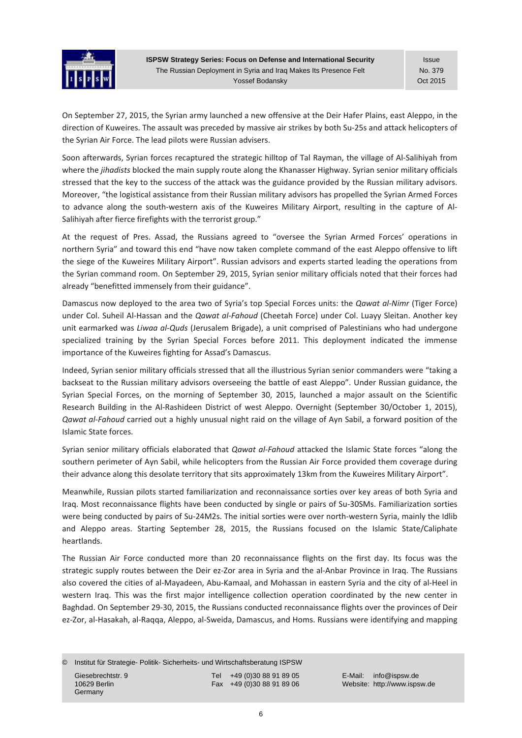On September 27, 2015, the Syrian army launched a new offensive at the Deir Hafer Plains, east Aleppo, in the direction of Kuweires. The assault was preceded by massive air strikes by both Su-25s and attack helicopters of the Syrian Air Force. The lead pilots were Russian advisers.

Soon afterwards, Syrian forces recaptured the strategic hilltop of Tal Rayman, the village of Al-Salihiyah from where the *jihadists* blocked the main supply route along the Khanasser Highway. Syrian senior military officials stressed that the key to the success of the attack was the guidance provided by the Russian military advisers. Moreover, "the logistical assistance from their Russian military advisors has propelled the Syrian Armed Forces to advance along the south-western axis of the Kuweires Military Airport, resulting in the capture of Al-Salihiyah after fierce firefights with the terrorist group."

At the request of Pres. Assad, the Russians agreed to "oversee the Syrian Armed Forces' operations in northern Syria" and toward this end "have now taken complete command of the east Aleppo offensive to lift the siege of the Kuweires Military Airport". Russian advisors and experts started leading the operations from the Syrian command room. On September 29, 2015, Syrian senior military officials noted that their forces had already "benefitted immensely from their guidance".

Damascus now deployed to the area two of Syria's top Special Forces units: the *Qawat al-Nimr* (Tiger Force) under Col. Suheil Al-Hassan and the *Qawat al-Fahoud* (Cheetah Force) under Col. Luayy Sleitan. Another key unit earmarked was *Liwaa al-Quds* (Jerusalem Brigade), a unit comprised of Palestinians who had undergone specialized training by the Syrian Special Forces before 2011. This deployment indicated the immense importance of the Kuweires fighting for Assad's Damascus.

Indeed, Syrian senior military officials stressed that all the illustrious Syrian senior commanders were "taking a backseat to the Russian military advisors overseeing the battle of east Aleppo". Under Russian guidance, the Syrian Special Forces, on the morning of September 30, 2015, launched a major assault on the Scientific Research Building in the Al-Rashideen District of west Aleppo. Overnight (September 30/October 1, 2015), *Qawat al-Fahoud* carried out a highly unusual night raid on the village of Ayn Sabil, a forward position of the Islamic State forces.

Syrian senior military officials elaborated that *Qawat al-Fahoud* attacked the Islamic State forces "along the southern perimeter of Ayn Sabil, while helicopters from the Russian Air Force provided them coverage during their advance along this desolate territory that sits approximately 13km from the Kuweires Military Airport".

Meanwhile, Russian pilots started familiarization and reconnaissance sorties over key areas of both Syria and Iraq. Most reconnaissance flights have been conducted by single or pairs of Su-30SMs. Familiarization sorties were being conducted by pairs of Su-24M2s. The initial sorties were over north-western Syria, mainly the Idlib and Aleppo areas. Starting September 28, 2015, the Russians focused on the Islamic State/Caliphate heartlands.

The Russian Air Force conducted more than 20 reconnaissance flights on the first day. Its focus was the strategic supply routes between the Deir ez-Zor area in Syria and the al-Anbar Province in Iraq. The Russians also covered the cities of al-Mayadeen, Abu-Kamaal, and Mohassan in eastern Syria and the city of al-Heel in western Iraq. This was the first major intelligence collection operation coordinated by the new center in Baghdad. On September 29-30, 2015, the Russians conducted reconnaissance flights over the provinces of Deir ez-Zor, al-Hasakah, al-Raqqa, Aleppo, al-Sweida, Damascus, and Homs. Russians were identifying and mapping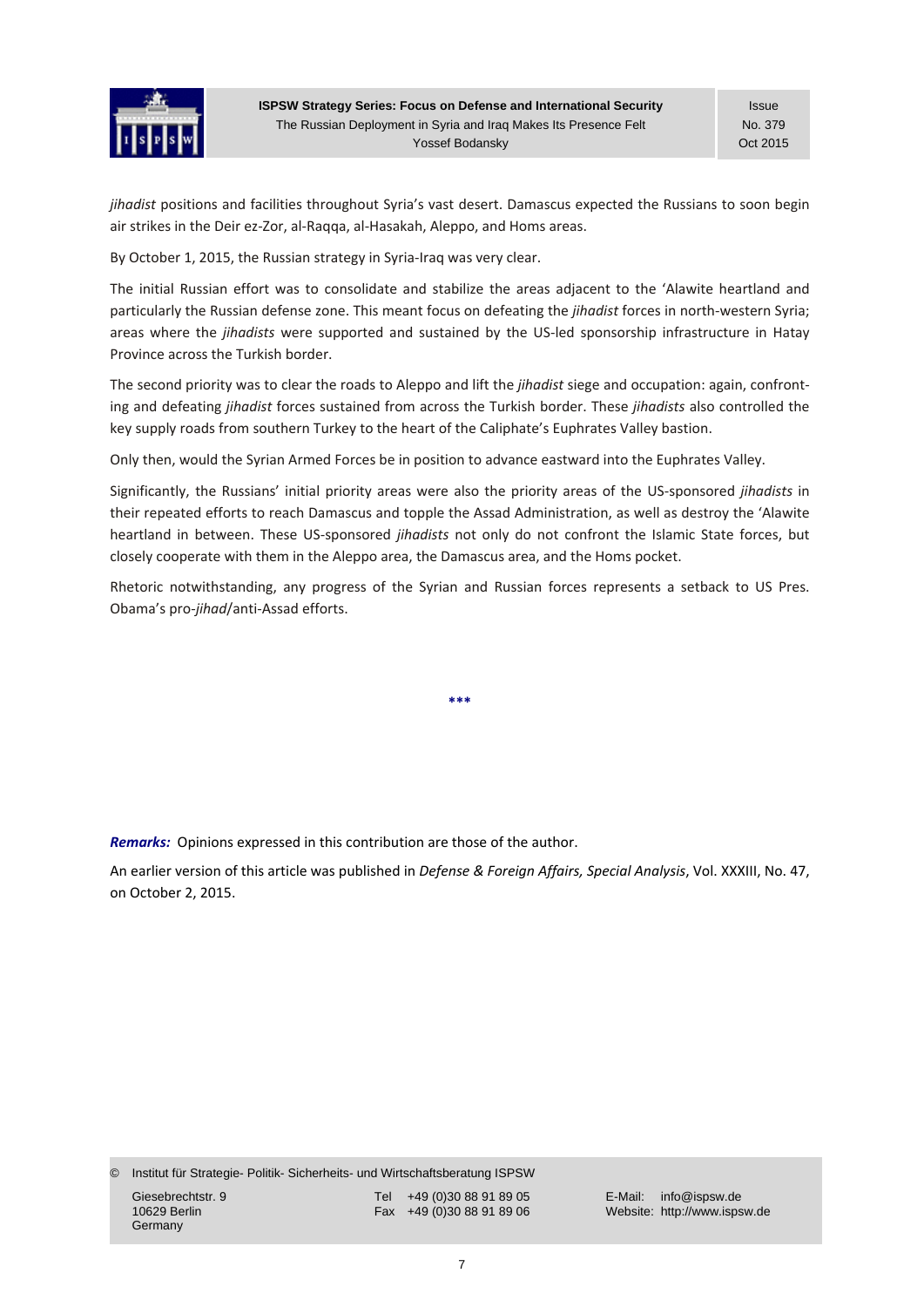*jihadist* positions and facilities throughout Syria's vast desert. Damascus expected the Russians to soon begin air strikes in the Deir ez-Zor, al-Raqqa, al-Hasakah, Aleppo, and Homs areas.

By October 1, 2015, the Russian strategy in Syria-Iraq was very clear.

The initial Russian effort was to consolidate and stabilize the areas adjacent to the 'Alawite heartland and particularly the Russian defense zone. This meant focus on defeating the *jihadist* forces in north-western Syria; areas where the *jihadists* were supported and sustained by the US-led sponsorship infrastructure in Hatay Province across the Turkish border.

The second priority was to clear the roads to Aleppo and lift the *jihadist* siege and occupation: again, confronting and defeating *jihadist* forces sustained from across the Turkish border. These *jihadists* also controlled the key supply roads from southern Turkey to the heart of the Caliphate's Euphrates Valley bastion.

Only then, would the Syrian Armed Forces be in position to advance eastward into the Euphrates Valley.

Significantly, the Russians' initial priority areas were also the priority areas of the US-sponsored *jihadists* in their repeated efforts to reach Damascus and topple the Assad Administration, as well as destroy the 'Alawite heartland in between. These US-sponsored *jihadists* not only do not confront the Islamic State forces, but closely cooperate with them in the Aleppo area, the Damascus area, and the Homs pocket.

Rhetoric notwithstanding, any progress of the Syrian and Russian forces represents a setback to US Pres. Obama's pro-*jihad*/anti-Assad efforts.

***

***Remarks:*** Opinions expressed in this contribution are those of the author.

An earlier version of this article was published in *Defense & Foreign Affairs, Special Analysis*, Vol. XXXIII, No. 47, on October 2, 2015.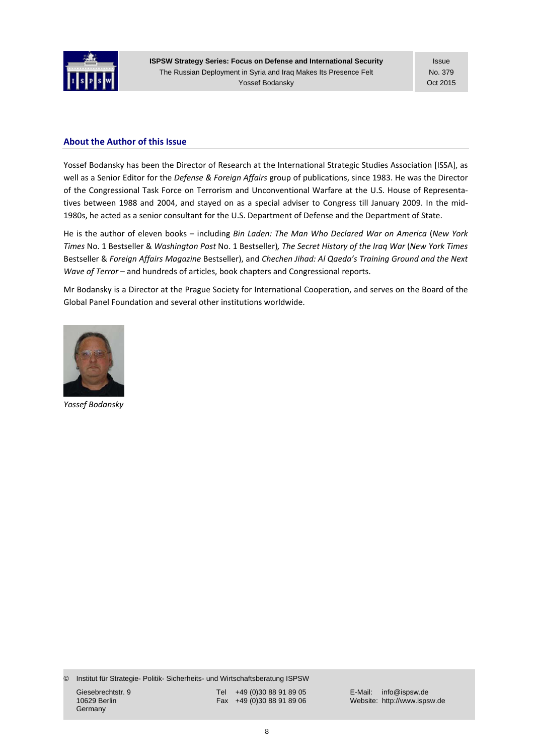## About the Author of this Issue

Yossef Bodansky has been the Director of Research at the International Strategic Studies Association [ISSA], as well as a Senior Editor for the *Defense & Foreign Affairs* group of publications, since 1983. He was the Director of the Congressional Task Force on Terrorism and Unconventional Warfare at the U.S. House of Representatives between 1988 and 2004, and stayed on as a special adviser to Congress till January 2009. In the mid-1980s, he acted as a senior consultant for the U.S. Department of Defense and the Department of State.

He is the author of eleven books – including *Bin Laden: The Man Who Declared War on America* (*New York Times* No. 1 Bestseller & *Washington Post* No. 1 Bestseller), *The Secret History of the Iraq War* (*New York Times* Bestseller & *Foreign Affairs Magazine* Bestseller), and *Chechen Jihad: Al Qaeda's Training Ground and the Next Wave of Terror* – and hundreds of articles, book chapters and Congressional reports.

Mr Bodansky is a Director at the Prague Society for International Cooperation, and serves on the Board of the Global Panel Foundation and several other institutions worldwide.

*Yossef Bodansky*

© Institut für Strategie- Politik- Sicherheits- und Wirtschaftsberatung ISPSW

Giesebrechtstr. 9
10629 Berlin
Germany

Tel +49 (0)30 88 91 89 05
Fax +49 (0)30 88 91 89 06

E-Mail: info@ispsw.de
Website: http://www.ispsw.de